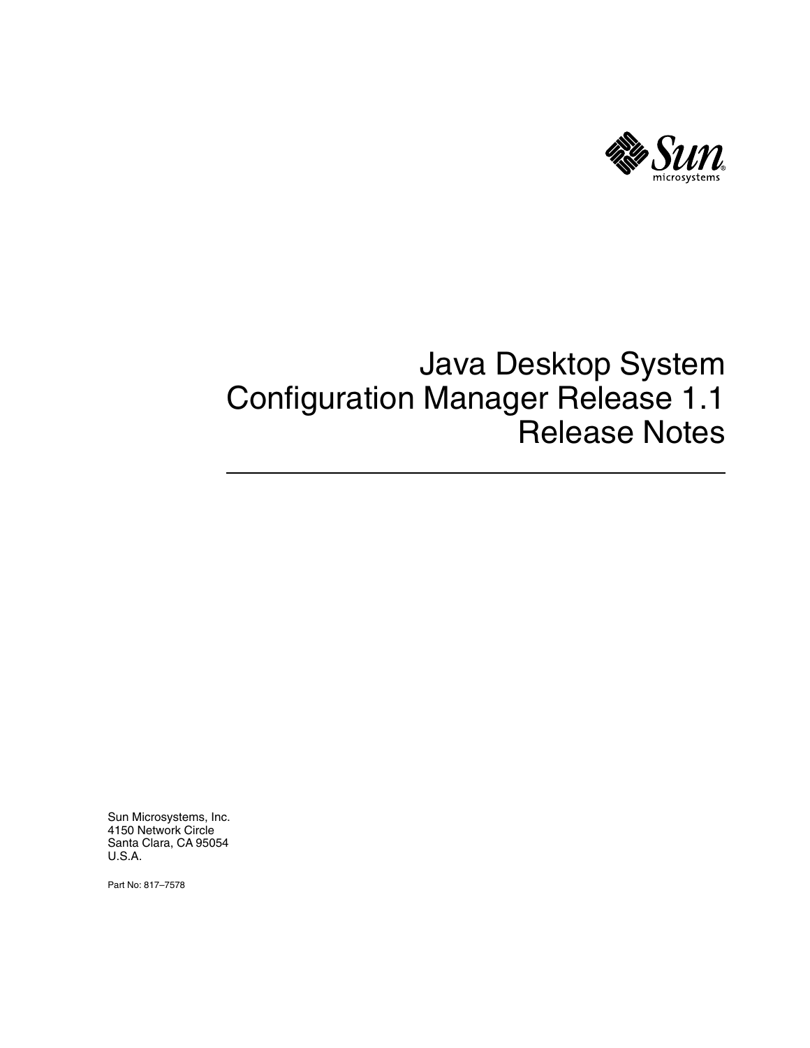# Java Desktop System Configuration Manager Release 1.1 Release Notes

Sun Microsystems, Inc.
4150 Network Circle
Santa Clara, CA 95054
U.S.A.

Part No: 817–7578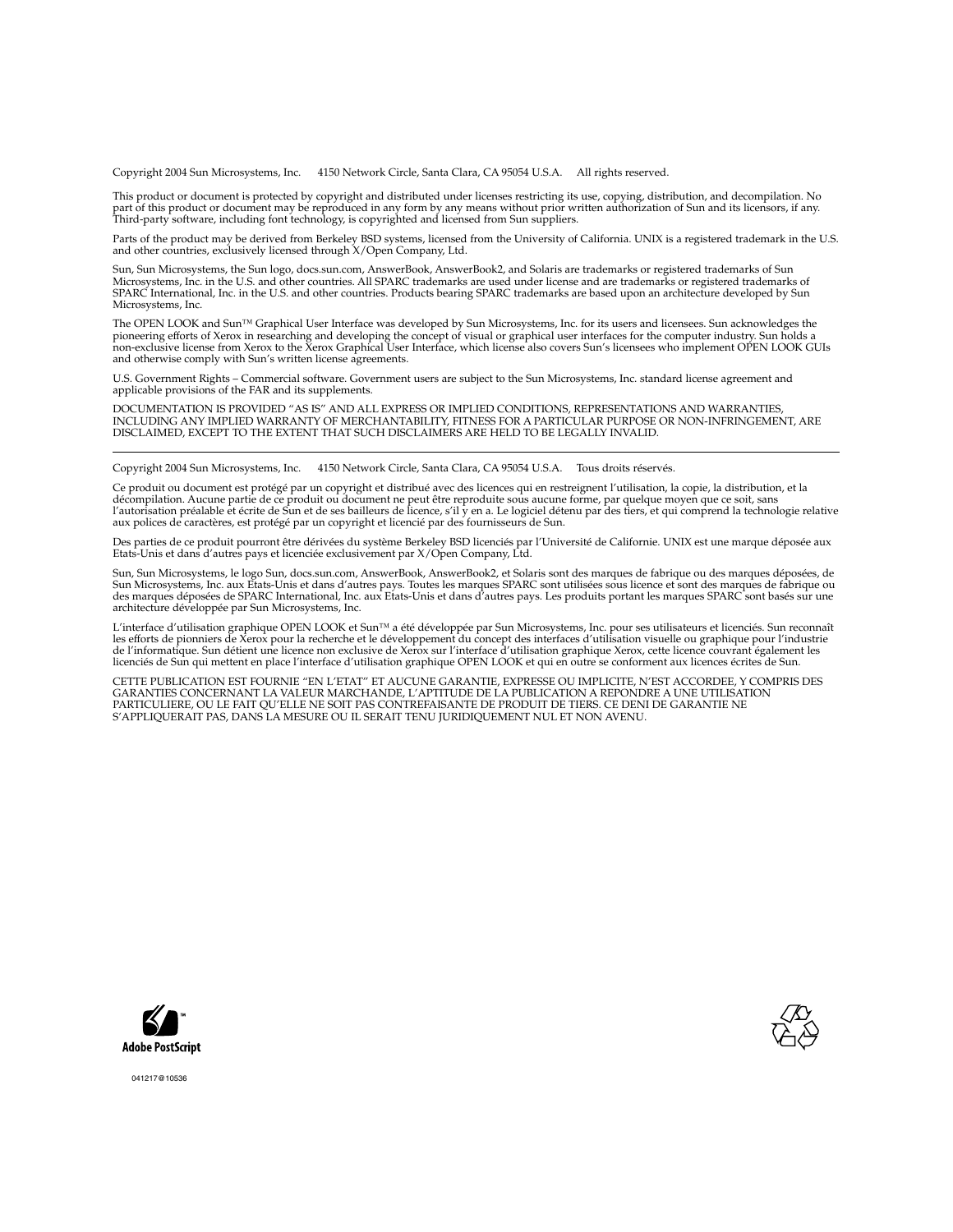Copyright 2004 Sun Microsystems, Inc. 4150 Network Circle, Santa Clara, CA 95054 U.S.A. All rights reserved.

This product or document is protected by copyright and distributed under licenses restricting its use, copying, distribution, and decompilation. No part of this product or document may be reproduced in any form by any means without prior written authorization of Sun and its licensors, if any. Third-party software, including font technology, is copyrighted and licensed from Sun suppliers.

Parts of the product may be derived from Berkeley BSD systems, licensed from the University of California. UNIX is a registered trademark in the U.S. and other countries, exclusively licensed through X/Open Company, Ltd.

Sun, Sun Microsystems, the Sun logo, docs.sun.com, AnswerBook, AnswerBook2, and Solaris are trademarks or registered trademarks of Sun Microsystems, Inc. in the U.S. and other countries. All SPARC trademarks are used under license and are trademarks or registered trademarks of SPARC International, Inc. in the U.S. and other countries. Products bearing SPARC trademarks are based upon an architecture developed by Sun Microsystems, Inc.

The OPEN LOOK and Sun™ Graphical User Interface was developed by Sun Microsystems, Inc. for its users and licensees. Sun acknowledges the pioneering efforts of Xerox in researching and developing the concept of visual or graphical user interfaces for the computer industry. Sun holds a non-exclusive license from Xerox to the Xerox Graphical User Interface, which license also covers Sun's licensees who implement OPEN LOOK GUIs and otherwise comply with Sun's written license agreements.

U.S. Government Rights – Commercial software. Government users are subject to the Sun Microsystems, Inc. standard license agreement and applicable provisions of the FAR and its supplements.

DOCUMENTATION IS PROVIDED "AS IS" AND ALL EXPRESS OR IMPLIED CONDITIONS, REPRESENTATIONS AND WARRANTIES, INCLUDING ANY IMPLIED WARRANTY OF MERCHANTABILITY, FITNESS FOR A PARTICULAR PURPOSE OR NON-INFRINGEMENT, ARE DISCLAIMED, EXCEPT TO THE EXTENT THAT SUCH DISCLAIMERS ARE HELD TO BE LEGALLY INVALID.

---

Copyright 2004 Sun Microsystems, Inc. 4150 Network Circle, Santa Clara, CA 95054 U.S.A. Tous droits réservés.

Ce produit ou document est protégé par un copyright et distribué avec des licences qui en restreignent l'utilisation, la copie, la distribution, et la décompilation. Aucune partie de ce produit ou document ne peut être reproduite sous aucune forme, par quelque moyen que ce soit, sans l'autorisation préalable et écrite de Sun et de ses bailleurs de licence, s'il y en a. Le logiciel détenu par des tiers, et qui comprend la technologie relative aux polices de caractères, est protégé par un copyright et licencié par des fournisseurs de Sun.

Des parties de ce produit pourront être dérivées du système Berkeley BSD licenciés par l'Université de Californie. UNIX est une marque déposée aux Etats-Unis et dans d'autres pays et licenciée exclusivement par X/Open Company, Ltd.

Sun, Sun Microsystems, le logo Sun, docs.sun.com, AnswerBook, AnswerBook2, et Solaris sont des marques de fabrique ou des marques déposées, de Sun Microsystems, Inc. aux Etats-Unis et dans d'autres pays. Toutes les marques SPARC sont utilisées sous licence et sont des marques de fabrique ou des marques déposées de SPARC International, Inc. aux Etats-Unis et dans d'autres pays. Les produits portant les marques SPARC sont basés sur une architecture développée par Sun Microsystems, Inc.

L'interface d'utilisation graphique OPEN LOOK et Sun™ a été développée par Sun Microsystems, Inc. pour ses utilisateurs et licenciés. Sun reconnaît les efforts de pionniers de Xerox pour la recherche et le développement du concept des interfaces d'utilisation visuelle ou graphique pour l'industrie de l'informatique. Sun détient une licence non exclusive de Xerox sur l'interface d'utilisation graphique Xerox, cette licence couvrant également les licenciés de Sun qui mettent en place l'interface d'utilisation graphique OPEN LOOK et qui en outre se conforment aux licences écrites de Sun.

CETTE PUBLICATION EST FOURNIE "EN L'ETAT" ET AUCUNE GARANTIE, EXPRESSE OU IMPLICITE, N'EST ACCORDEE, Y COMPRIS DES GARANTIES CONCERNANT LA VALEUR MARCHANDE, L'APTITUDE DE LA PUBLICATION A REPONDRE A UNE UTILISATION PARTICULIERE, OU LE FAIT QU'ELLE NE SOIT PAS CONTREFAISANTE DE PRODUIT DE TIERS. CE DENI DE GARANTIE NE S'APPLIQUERAIT PAS, DANS LA MESURE OU IL SERAIT TENU JURIDIQUEMENT NUL ET NON AVENU.

Adobe PostScript

041217@10536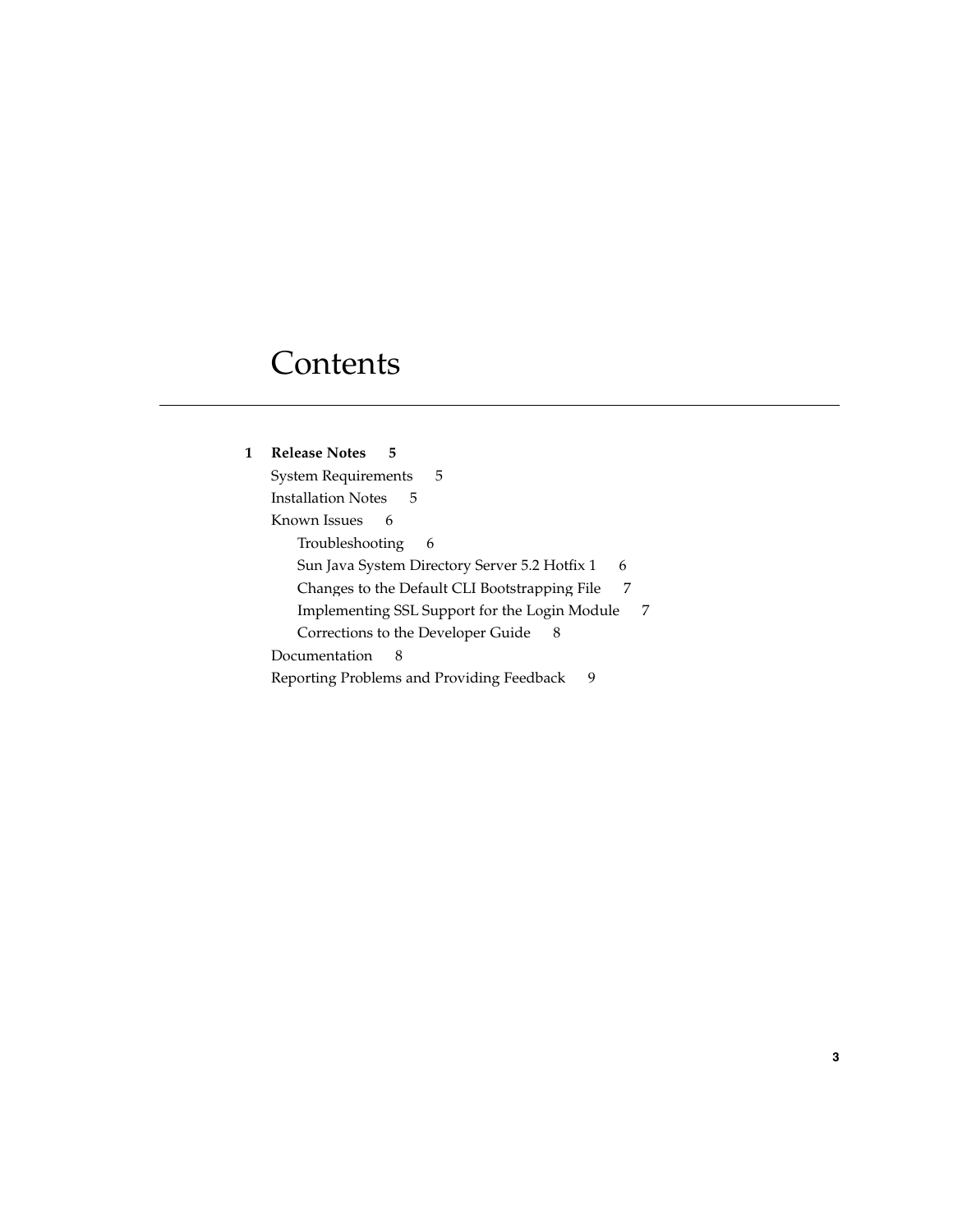# Contents

**1 Release Notes 5**

- System Requirements 5
- Installation Notes 5
- Known Issues 6
  - Troubleshooting 6
  - Sun Java System Directory Server 5.2 Hotfix 1 6
  - Changes to the Default CLI Bootstrapping File 7
  - Implementing SSL Support for the Login Module 7
  - Corrections to the Developer Guide 8
- Documentation 8
- Reporting Problems and Providing Feedback 9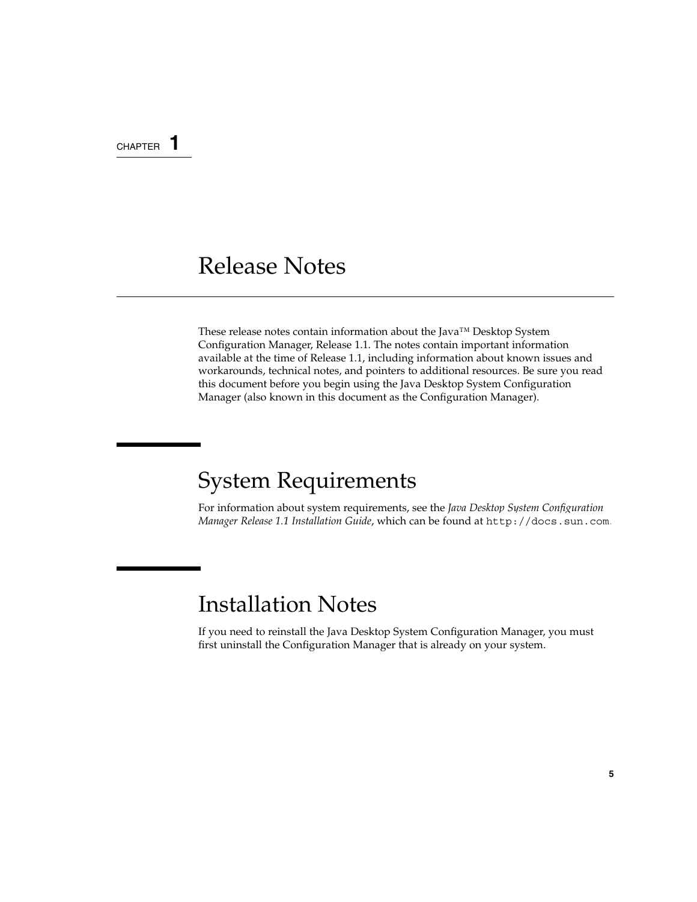CHAPTER **1**

# Release Notes

These release notes contain information about the Java™ Desktop System Configuration Manager, Release 1.1. The notes contain important information available at the time of Release 1.1, including information about known issues and workarounds, technical notes, and pointers to additional resources. Be sure you read this document before you begin using the Java Desktop System Configuration Manager (also known in this document as the Configuration Manager).

## System Requirements

For information about system requirements, see the *Java Desktop System Configuration Manager Release 1.1 Installation Guide*, which can be found at `http://docs.sun.com`.

## Installation Notes

If you need to reinstall the Java Desktop System Configuration Manager, you must first uninstall the Configuration Manager that is already on your system.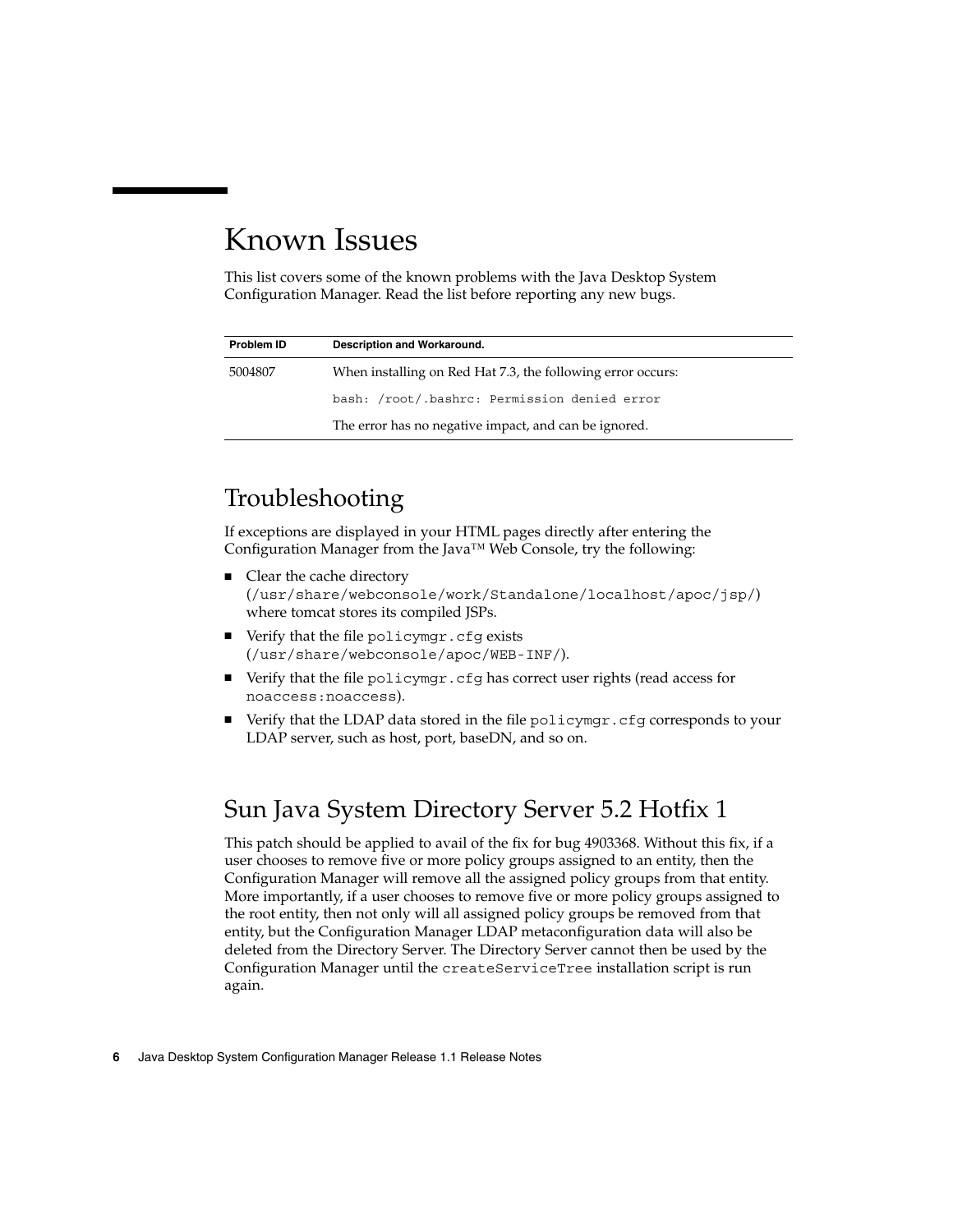# Known Issues

This list covers some of the known problems with the Java Desktop System Configuration Manager. Read the list before reporting any new bugs.

| Problem ID | Description and Workaround. |
| --- | --- |
| 5004807 | When installing on Red Hat 7.3, the following error occurs:<br>`bash: /root/.bashrc: Permission denied error`<br>The error has no negative impact, and can be ignored. |

## Troubleshooting

If exceptions are displayed in your HTML pages directly after entering the Configuration Manager from the Java™ Web Console, try the following:

- Clear the cache directory (`/usr/share/webconsole/work/Standalone/localhost/apoc/jsp/`) where tomcat stores its compiled JSPs.
- Verify that the file `policymgr.cfg` exists (`/usr/share/webconsole/apoc/WEB-INF/`).
- Verify that the file `policymgr.cfg` has correct user rights (read access for `noaccess:noaccess`).
- Verify that the LDAP data stored in the file `policymgr.cfg` corresponds to your LDAP server, such as host, port, baseDN, and so on.

## Sun Java System Directory Server 5.2 Hotfix 1

This patch should be applied to avail of the fix for bug 4903368. Without this fix, if a user chooses to remove five or more policy groups assigned to an entity, then the Configuration Manager will remove all the assigned policy groups from that entity. More importantly, if a user chooses to remove five or more policy groups assigned to the root entity, then not only will all assigned policy groups be removed from that entity, but the Configuration Manager LDAP metaconfiguration data will also be deleted from the Directory Server. The Directory Server cannot then be used by the Configuration Manager until the `createServiceTree` installation script is run again.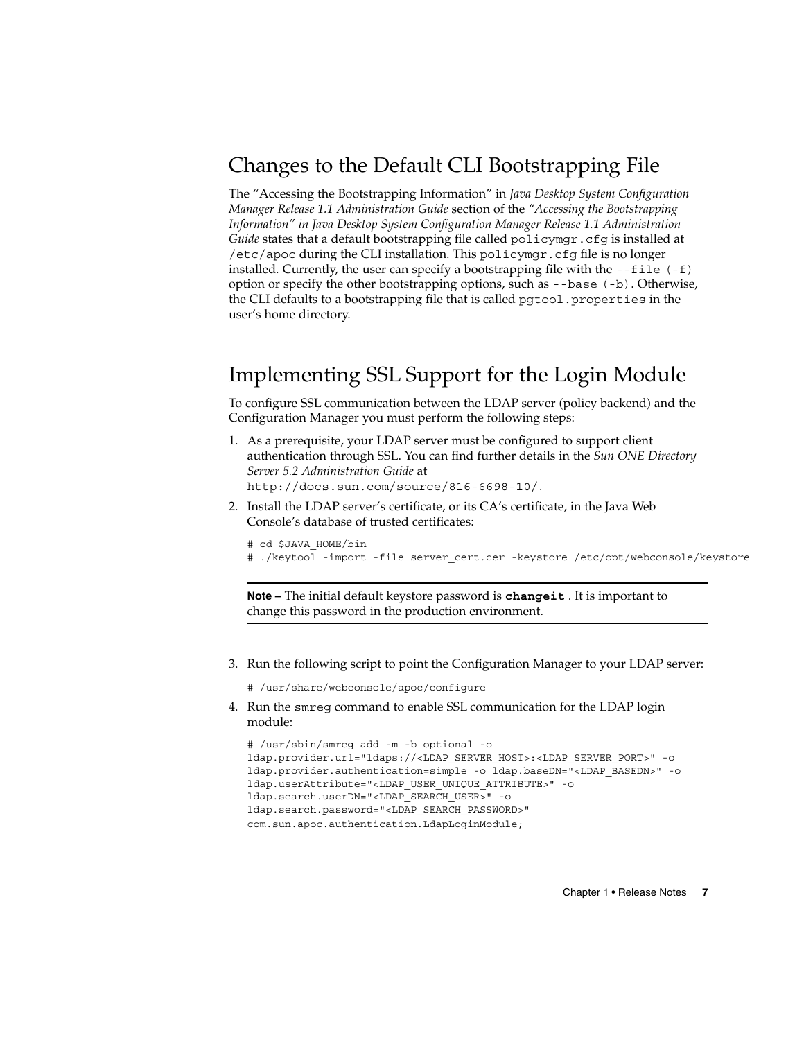## Changes to the Default CLI Bootstrapping File

The "Accessing the Bootstrapping Information" in *Java Desktop System Configuration Manager Release 1.1 Administration Guide* section of the *"Accessing the Bootstrapping Information" in Java Desktop System Configuration Manager Release 1.1 Administration Guide* states that a default bootstrapping file called `policymgr.cfg` is installed at `/etc/apoc` during the CLI installation. This `policymgr.cfg` file is no longer installed. Currently, the user can specify a bootstrapping file with the `--file (-f)` option or specify the other bootstrapping options, such as `--base (-b)`. Otherwise, the CLI defaults to a bootstrapping file that is called `pgtool.properties` in the user's home directory.

## Implementing SSL Support for the Login Module

To configure SSL communication between the LDAP server (policy backend) and the Configuration Manager you must perform the following steps:

1. As a prerequisite, your LDAP server must be configured to support client authentication through SSL. You can find further details in the *Sun ONE Directory Server 5.2 Administration Guide* at `http://docs.sun.com/source/816-6698-10/`.
2. Install the LDAP server's certificate, or its CA's certificate, in the Java Web Console's database of trusted certificates:

   ```
   # cd $JAVA_HOME/bin
   # ./keytool -import -file server_cert.cer -keystore /etc/opt/webconsole/keystore
   ```

   ---

   **Note –** The initial default keystore password is **`changeit`** . It is important to change this password in the production environment.

   ---

3. Run the following script to point the Configuration Manager to your LDAP server:

   ```
   # /usr/share/webconsole/apoc/configure
   ```

4. Run the `smreg` command to enable SSL communication for the LDAP login module:

   ```
   # /usr/sbin/smreg add -m -b optional -o
   ldap.provider.url="ldaps://<LDAP_SERVER_HOST>:<LDAP_SERVER_PORT>" -o
   ldap.provider.authentication=simple -o ldap.baseDN="<LDAP_BASEDN>" -o
   ldap.userAttribute="<LDAP_USER_UNIQUE_ATTRIBUTE>" -o
   ldap.search.userDN="<LDAP_SEARCH_USER>" -o
   ldap.search.password="<LDAP_SEARCH_PASSWORD>"
   com.sun.apoc.authentication.LdapLoginModule;
   ```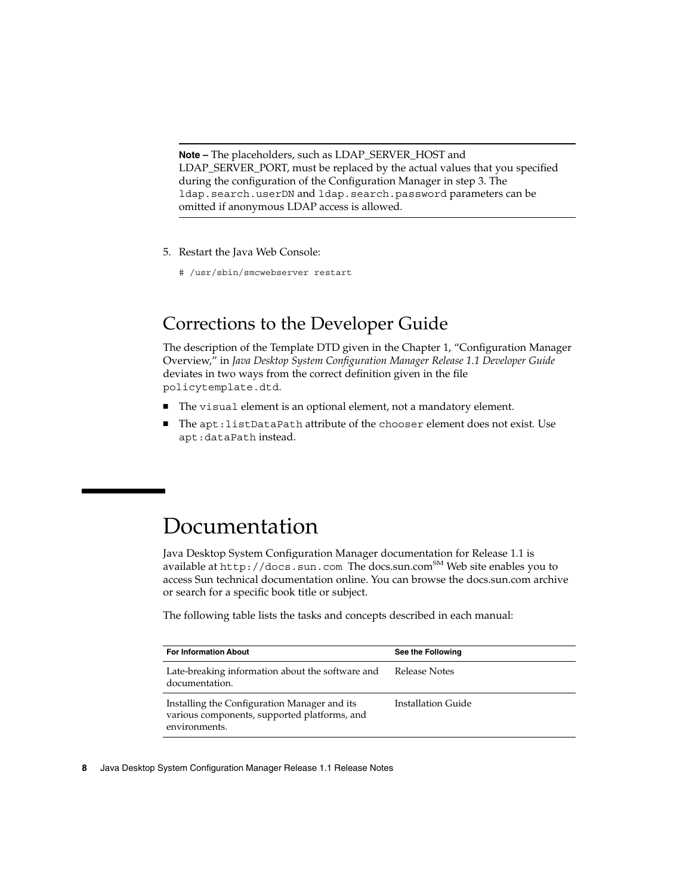**Note –** The placeholders, such as LDAP_SERVER_HOST and LDAP_SERVER_PORT, must be replaced by the actual values that you specified during the configuration of the Configuration Manager in step 3. The `ldap.search.userDN` and `ldap.search.password` parameters can be omitted if anonymous LDAP access is allowed.

5. Restart the Java Web Console:

```
# /usr/sbin/smcwebserver restart
```

## Corrections to the Developer Guide

The description of the Template DTD given in the Chapter 1, "Configuration Manager Overview," in *Java Desktop System Configuration Manager Release 1.1 Developer Guide* deviates in two ways from the correct definition given in the file `policytemplate.dtd`.

- The `visual` element is an optional element, not a mandatory element.
- The `apt:listDataPath` attribute of the `chooser` element does not exist. Use `apt:dataPath` instead.

# Documentation

Java Desktop System Configuration Manager documentation for Release 1.1 is available at `http://docs.sun.com` The docs.sun.com[SM] Web site enables you to access Sun technical documentation online. You can browse the docs.sun.com archive or search for a specific book title or subject.

The following table lists the tasks and concepts described in each manual:

| For Information About | See the Following |
| --- | --- |
| Late-breaking information about the software and documentation. | Release Notes |
| Installing the Configuration Manager and its various components, supported platforms, and environments. | Installation Guide |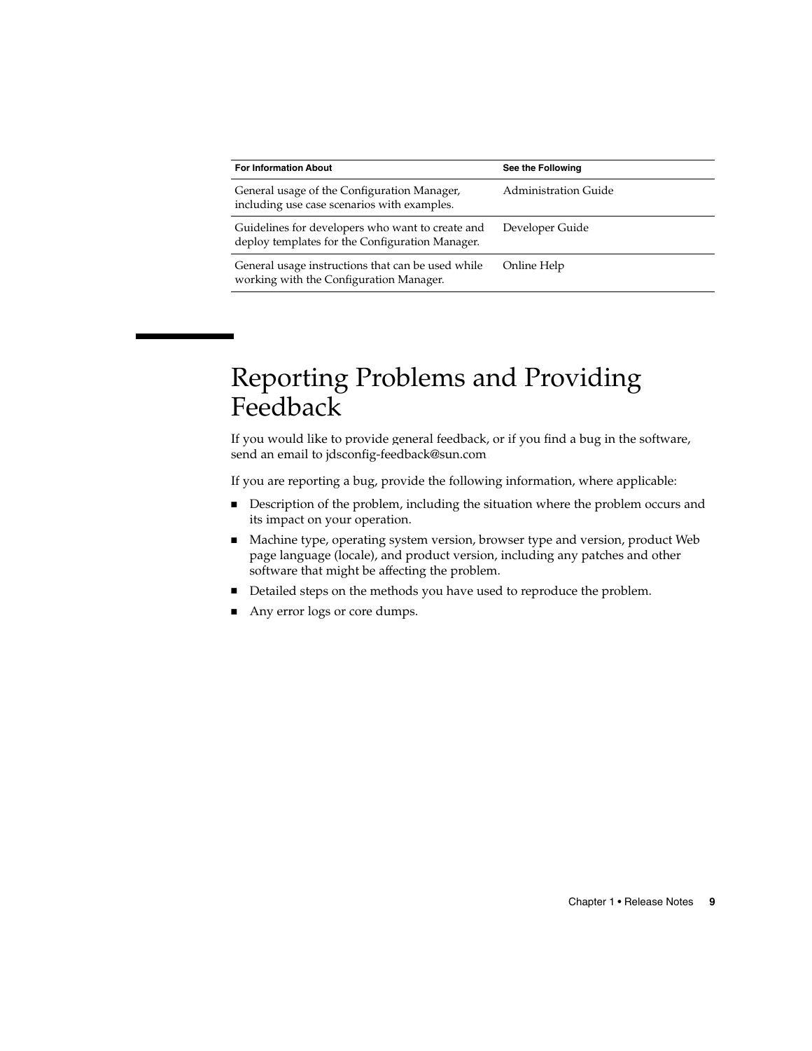| For Information About | See the Following |
|---|---|
| General usage of the Configuration Manager, including use case scenarios with examples. | Administration Guide |
| Guidelines for developers who want to create and deploy templates for the Configuration Manager. | Developer Guide |
| General usage instructions that can be used while working with the Configuration Manager. | Online Help |

# Reporting Problems and Providing Feedback

If you would like to provide general feedback, or if you find a bug in the software, send an email to jdsconfig-feedback@sun.com

If you are reporting a bug, provide the following information, where applicable:

- Description of the problem, including the situation where the problem occurs and its impact on your operation.
- Machine type, operating system version, browser type and version, product Web page language (locale), and product version, including any patches and other software that might be affecting the problem.
- Detailed steps on the methods you have used to reproduce the problem.
- Any error logs or core dumps.